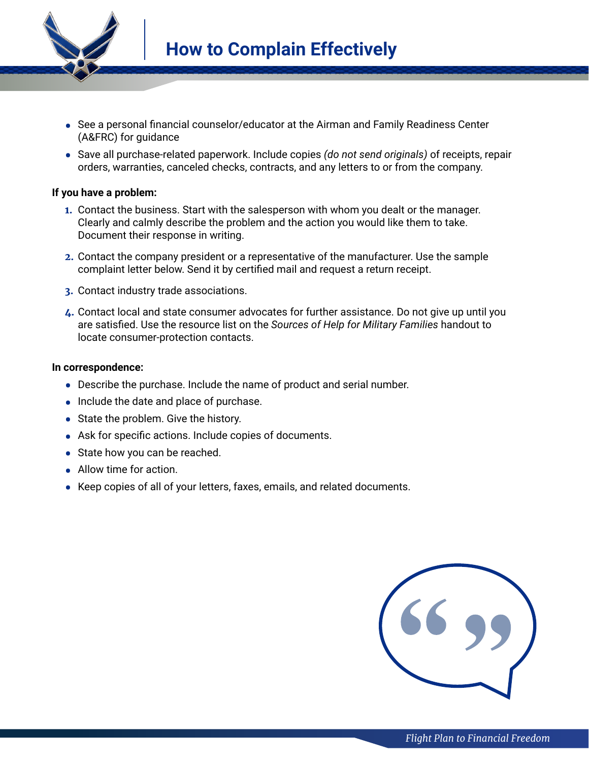# How to Complain Effectively

- See a personal financial counselor/educator at the Airman and Family Readiness Center (A&FRC) for guidance
- Save all purchase-related paperwork. Include copies *(do not send originals)* of receipts, repair orders, warranties, canceled checks, contracts, and any letters to or from the company.

**If you have a problem:**

1. Contact the business. Start with the salesperson with whom you dealt or the manager. Clearly and calmly describe the problem and the action you would like them to take. Document their response in writing.
2. Contact the company president or a representative of the manufacturer. Use the sample complaint letter below. Send it by certified mail and request a return receipt.
3. Contact industry trade associations.
4. Contact local and state consumer advocates for further assistance. Do not give up until you are satisfied. Use the resource list on the *Sources of Help for Military Families* handout to locate consumer-protection contacts.

**In correspondence:**

- Describe the purchase. Include the name of product and serial number.
- Include the date and place of purchase.
- State the problem. Give the history.
- Ask for specific actions. Include copies of documents.
- State how you can be reached.
- Allow time for action.
- Keep copies of all of your letters, faxes, emails, and related documents.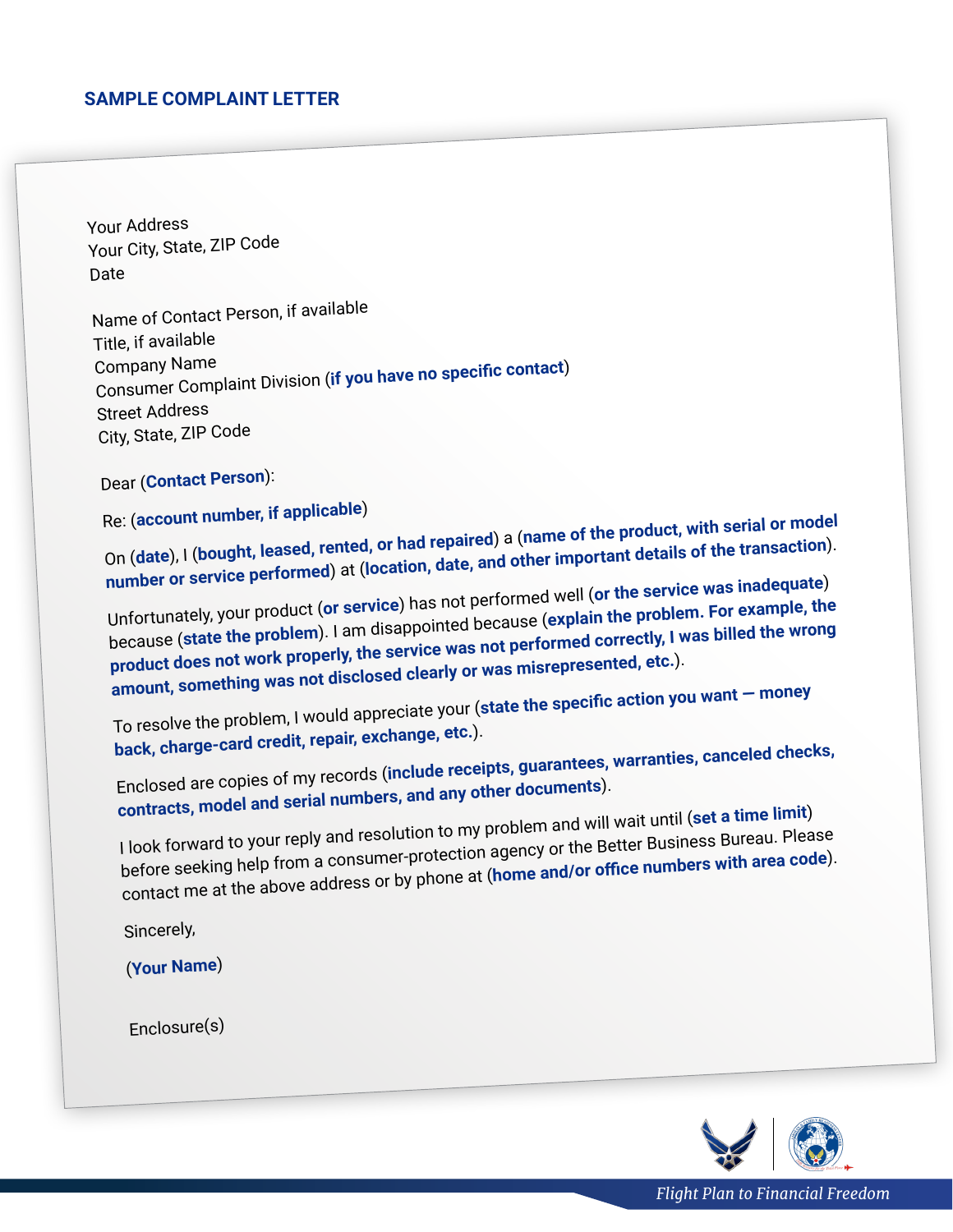## SAMPLE COMPLAINT LETTER

Your Address
Your City, State, ZIP Code
Date

Name of Contact Person, if available
Title, if available
Company Name
Consumer Complaint Division (**if you have no specific contact**)
Street Address
City, State, ZIP Code

Dear (**Contact Person**):

Re: (**account number, if applicable**)

On (**date**), I (**bought, leased, rented, or had repaired**) a (**name of the product, with serial or model number or service performed**) at (**location, date, and other important details of the transaction**).

Unfortunately, your product (**or service**) has not performed well (**or the service was inadequate**) because (**state the problem**). I am disappointed because (**explain the problem. For example, the product does not work properly, the service was not performed correctly, I was billed the wrong amount, something was not disclosed clearly or was misrepresented, etc.**).

To resolve the problem, I would appreciate your (**state the specific action you want — money back, charge-card credit, repair, exchange, etc.**).

Enclosed are copies of my records (**include receipts, guarantees, warranties, canceled checks, contracts, model and serial numbers, and any other documents**).

I look forward to your reply and resolution to my problem and will wait until (**set a time limit**) before seeking help from a consumer-protection agency or the Better Business Bureau. Please contact me at the above address or by phone at (**home and/or office numbers with area code**).

Sincerely,

(**Your Name**)

Enclosure(s)

*Flight Plan to Financial Freedom*